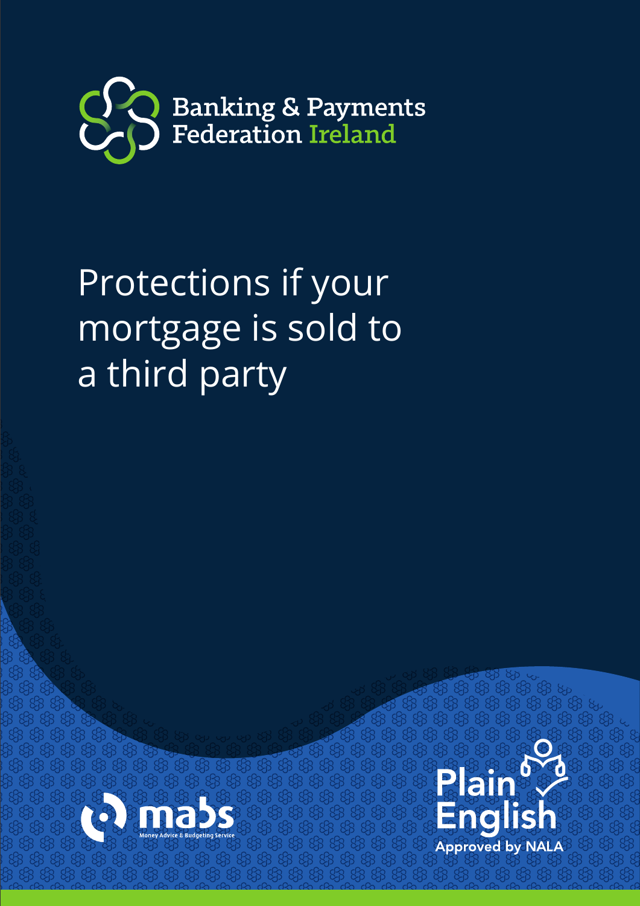Banking & Payments Federation Ireland

# Protections if your mortgage is sold to a third party

mabs
Money Advice & Budgeting Service

Plain English
Approved by NALA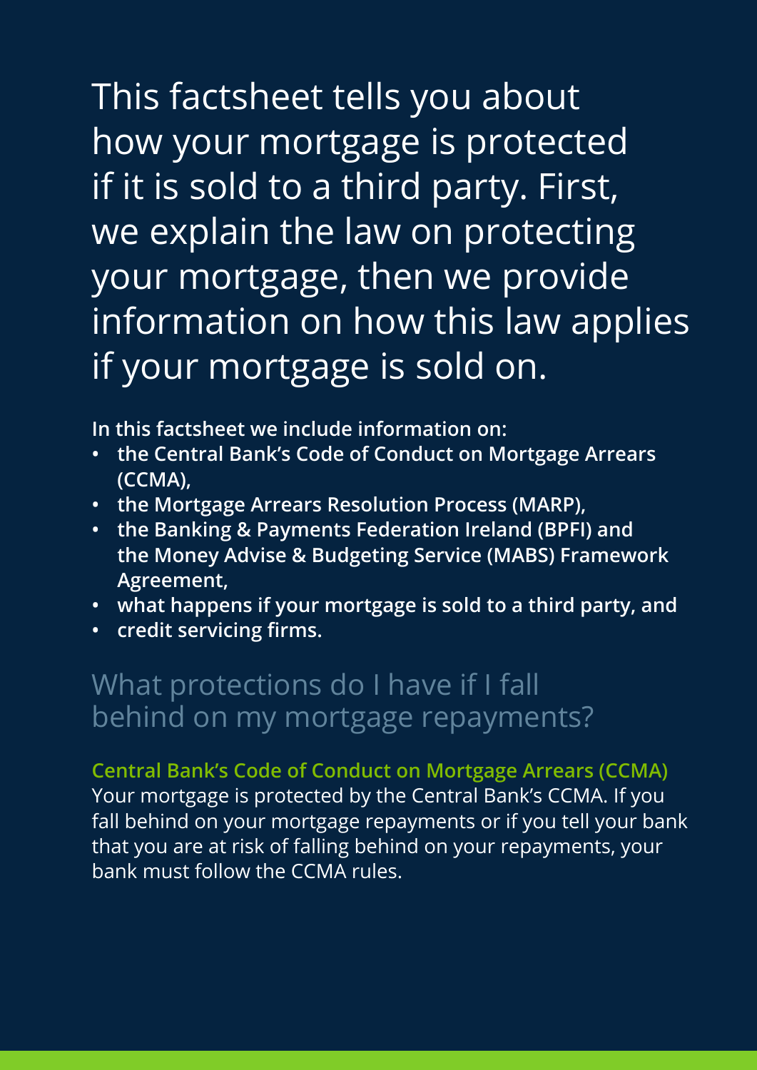This factsheet tells you about how your mortgage is protected if it is sold to a third party. First, we explain the law on protecting your mortgage, then we provide information on how this law applies if your mortgage is sold on.

**In this factsheet we include information on:**

- **the Central Bank's Code of Conduct on Mortgage Arrears (CCMA),**
- **the Mortgage Arrears Resolution Process (MARP),**
- **the Banking & Payments Federation Ireland (BPFI) and the Money Advise & Budgeting Service (MABS) Framework Agreement,**
- **what happens if your mortgage is sold to a third party, and**
- **credit servicing firms.**

## What protections do I have if I fall behind on my mortgage repayments?

### Central Bank's Code of Conduct on Mortgage Arrears (CCMA)

Your mortgage is protected by the Central Bank's CCMA. If you fall behind on your mortgage repayments or if you tell your bank that you are at risk of falling behind on your repayments, your bank must follow the CCMA rules.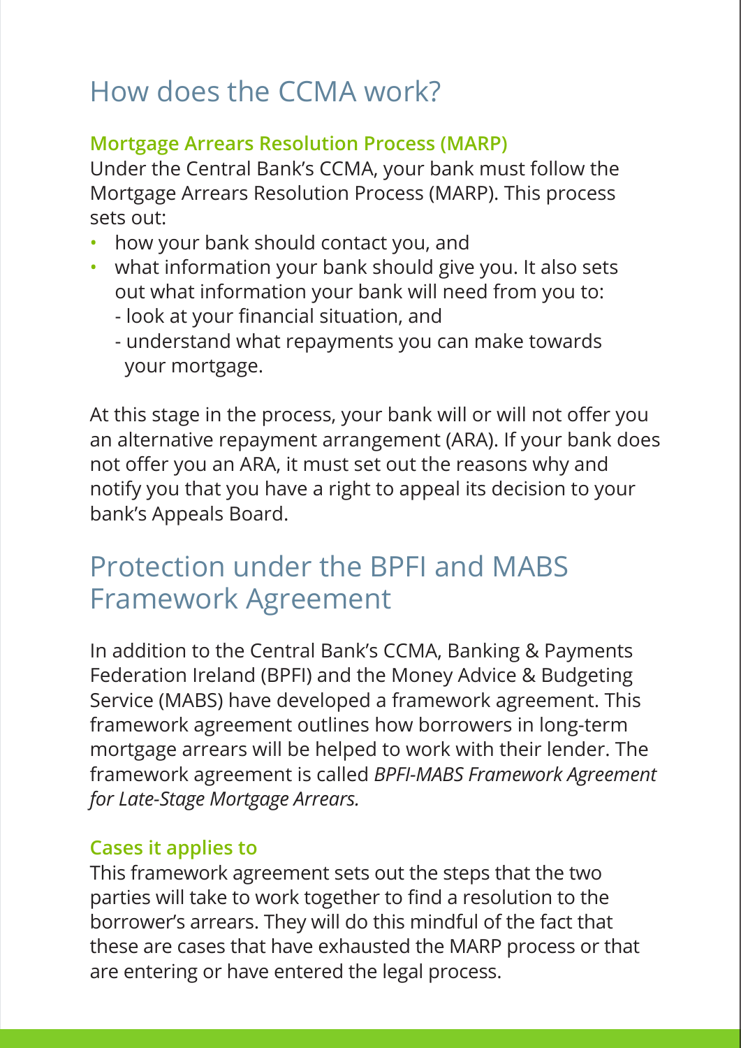# How does the CCMA work?

### Mortgage Arrears Resolution Process (MARP)

Under the Central Bank's CCMA, your bank must follow the Mortgage Arrears Resolution Process (MARP). This process sets out:

- how your bank should contact you, and
- what information your bank should give you. It also sets out what information your bank will need from you to:
  - look at your financial situation, and
  - understand what repayments you can make towards your mortgage.

At this stage in the process, your bank will or will not offer you an alternative repayment arrangement (ARA). If your bank does not offer you an ARA, it must set out the reasons why and notify you that you have a right to appeal its decision to your bank's Appeals Board.

# Protection under the BPFI and MABS Framework Agreement

In addition to the Central Bank's CCMA, Banking & Payments Federation Ireland (BPFI) and the Money Advice & Budgeting Service (MABS) have developed a framework agreement. This framework agreement outlines how borrowers in long-term mortgage arrears will be helped to work with their lender. The framework agreement is called *BPFI-MABS Framework Agreement for Late-Stage Mortgage Arrears.*

### Cases it applies to

This framework agreement sets out the steps that the two parties will take to work together to find a resolution to the borrower's arrears. They will do this mindful of the fact that these are cases that have exhausted the MARP process or that are entering or have entered the legal process.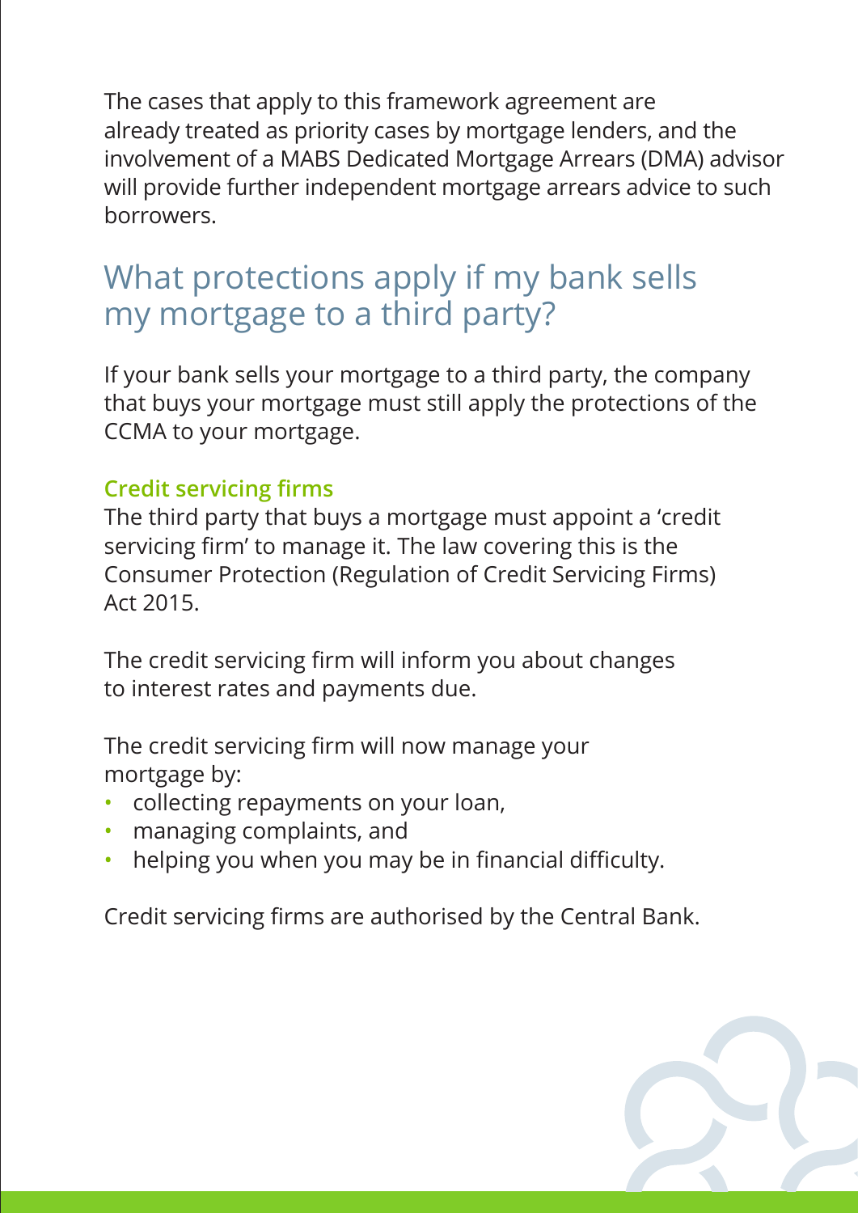The cases that apply to this framework agreement are already treated as priority cases by mortgage lenders, and the involvement of a MABS Dedicated Mortgage Arrears (DMA) advisor will provide further independent mortgage arrears advice to such borrowers.

## What protections apply if my bank sells my mortgage to a third party?

If your bank sells your mortgage to a third party, the company that buys your mortgage must still apply the protections of the CCMA to your mortgage.

### Credit servicing firms

The third party that buys a mortgage must appoint a 'credit servicing firm' to manage it. The law covering this is the Consumer Protection (Regulation of Credit Servicing Firms) Act 2015.

The credit servicing firm will inform you about changes to interest rates and payments due.

The credit servicing firm will now manage your mortgage by:

- collecting repayments on your loan,
- managing complaints, and
- helping you when you may be in financial difficulty.

Credit servicing firms are authorised by the Central Bank.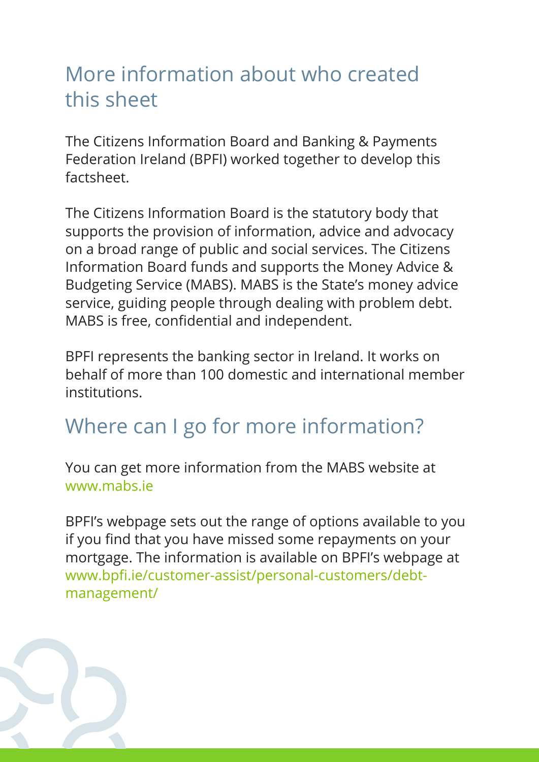## More information about who created this sheet

The Citizens Information Board and Banking & Payments Federation Ireland (BPFI) worked together to develop this factsheet.

The Citizens Information Board is the statutory body that supports the provision of information, advice and advocacy on a broad range of public and social services. The Citizens Information Board funds and supports the Money Advice & Budgeting Service (MABS). MABS is the State's money advice service, guiding people through dealing with problem debt. MABS is free, confidential and independent.

BPFI represents the banking sector in Ireland. It works on behalf of more than 100 domestic and international member institutions.

## Where can I go for more information?

You can get more information from the MABS website at www.mabs.ie

BPFI's webpage sets out the range of options available to you if you find that you have missed some repayments on your mortgage. The information is available on BPFI's webpage at www.bpfi.ie/customer-assist/personal-customers/debt-management/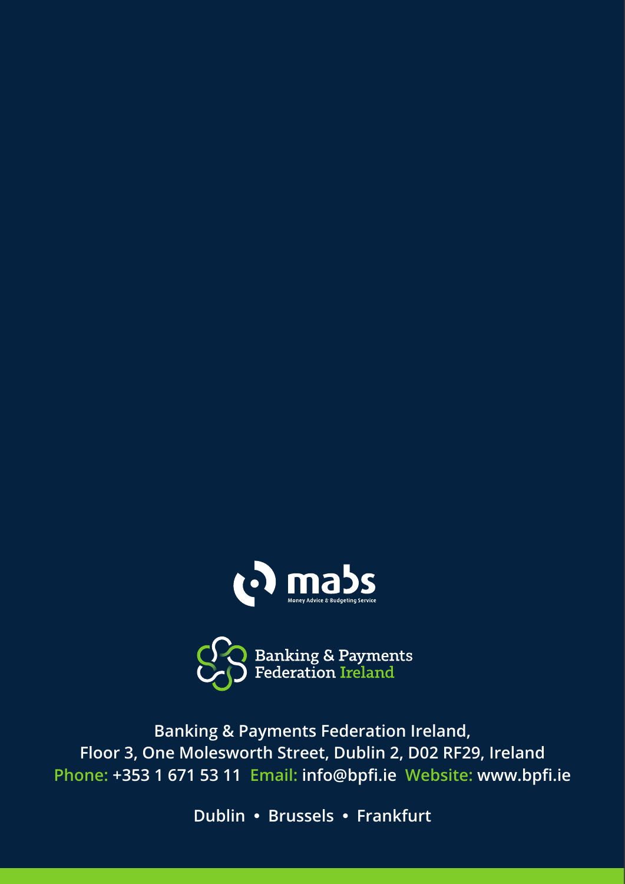mabs

Money Advice & Budgeting Service

Banking & Payments Federation Ireland

Banking & Payments Federation Ireland,
Floor 3, One Molesworth Street, Dublin 2, D02 RF29, Ireland
Phone: +353 1 671 53 11 Email: info@bpfi.ie Website: www.bpfi.ie

Dublin • Brussels • Frankfurt